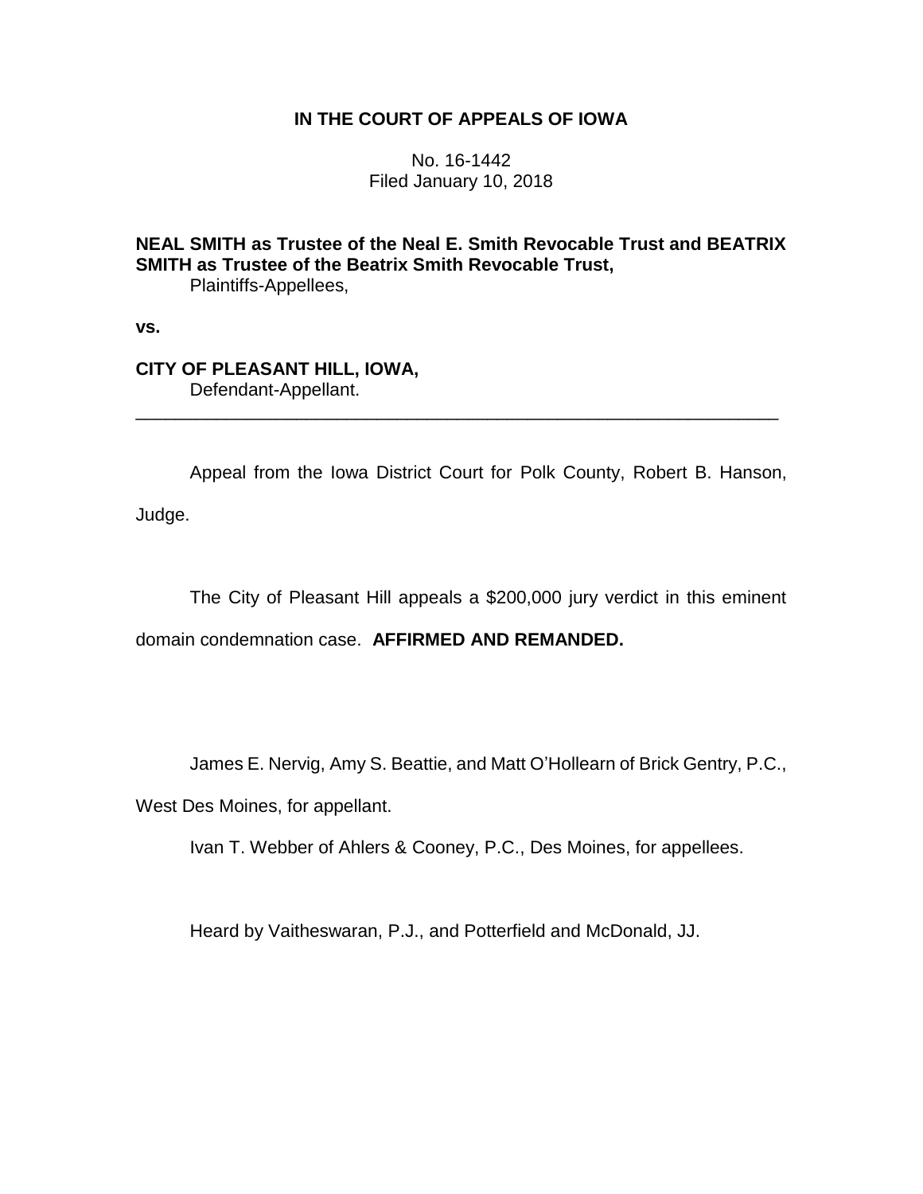# IN THE COURT OF APPEALS OF IOWA

No. 16-1442
Filed January 10, 2018

**NEAL SMITH as Trustee of the Neal E. Smith Revocable Trust and BEATRIX SMITH as Trustee of the Beatrix Smith Revocable Trust,**
Plaintiffs-Appellees,

**vs.**

**CITY OF PLEASANT HILL, IOWA,**
Defendant-Appellant.

---

Appeal from the Iowa District Court for Polk County, Robert B. Hanson, Judge.

The City of Pleasant Hill appeals a $200,000 jury verdict in this eminent domain condemnation case. **AFFIRMED AND REMANDED.**

James E. Nervig, Amy S. Beattie, and Matt O'Hollearn of Brick Gentry, P.C., West Des Moines, for appellant.

Ivan T. Webber of Ahlers & Cooney, P.C., Des Moines, for appellees.

Heard by Vaitheswaran, P.J., and Potterfield and McDonald, JJ.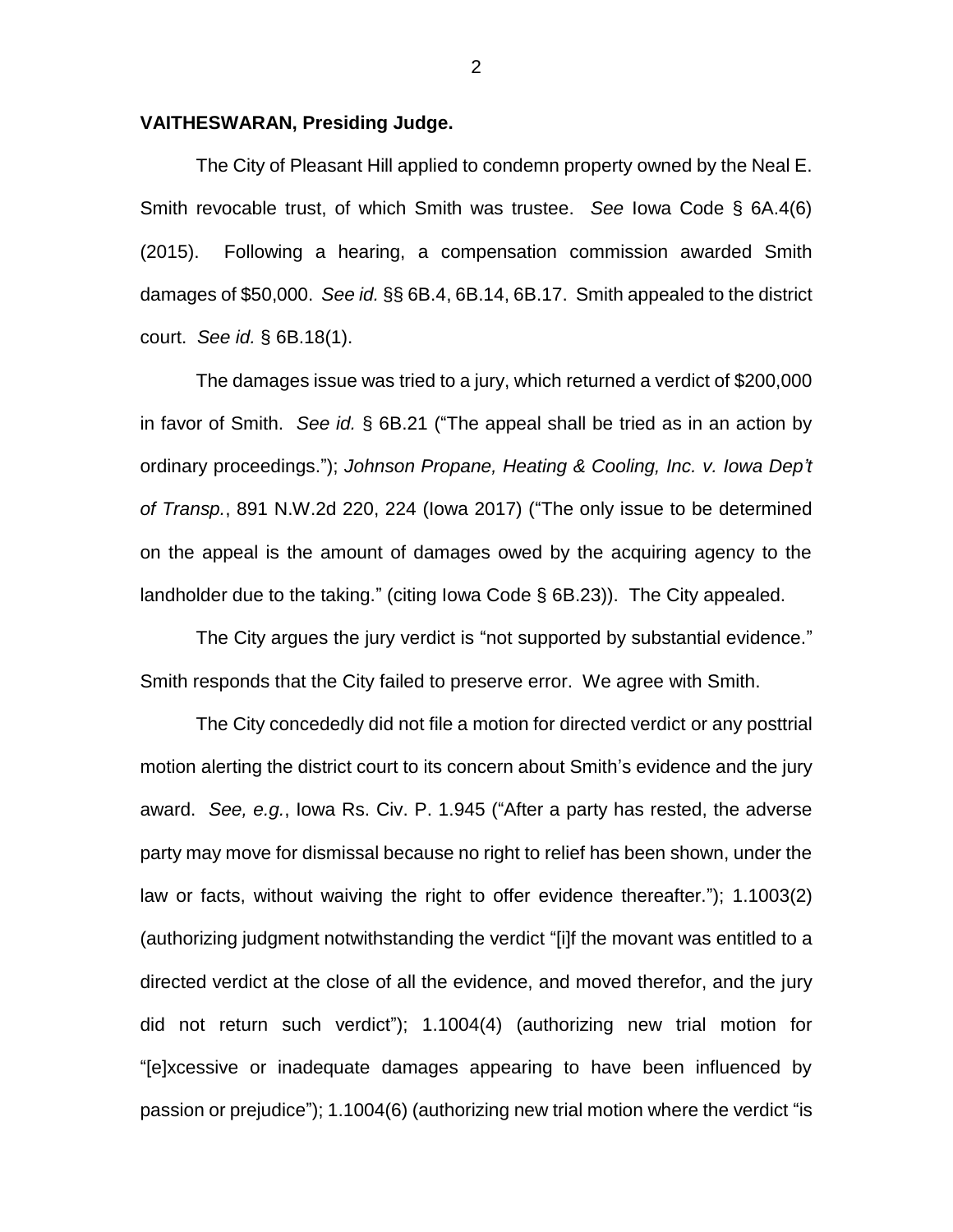**VAITHESWARAN, Presiding Judge.**

The City of Pleasant Hill applied to condemn property owned by the Neal E. Smith revocable trust, of which Smith was trustee. *See* Iowa Code § 6A.4(6) (2015). Following a hearing, a compensation commission awarded Smith damages of $50,000. *See id.* §§ 6B.4, 6B.14, 6B.17. Smith appealed to the district court. *See id.* § 6B.18(1).

The damages issue was tried to a jury, which returned a verdict of $200,000 in favor of Smith. *See id.* § 6B.21 ("The appeal shall be tried as in an action by ordinary proceedings."); *Johnson Propane, Heating & Cooling, Inc. v. Iowa Dep't of Transp.*, 891 N.W.2d 220, 224 (Iowa 2017) ("The only issue to be determined on the appeal is the amount of damages owed by the acquiring agency to the landholder due to the taking." (citing Iowa Code § 6B.23)). The City appealed.

The City argues the jury verdict is "not supported by substantial evidence." Smith responds that the City failed to preserve error. We agree with Smith.

The City concededly did not file a motion for directed verdict or any posttrial motion alerting the district court to its concern about Smith's evidence and the jury award. *See, e.g.*, Iowa Rs. Civ. P. 1.945 ("After a party has rested, the adverse party may move for dismissal because no right to relief has been shown, under the law or facts, without waiving the right to offer evidence thereafter."); 1.1003(2) (authorizing judgment notwithstanding the verdict "[i]f the movant was entitled to a directed verdict at the close of all the evidence, and moved therefor, and the jury did not return such verdict"); 1.1004(4) (authorizing new trial motion for "[e]xcessive or inadequate damages appearing to have been influenced by passion or prejudice"); 1.1004(6) (authorizing new trial motion where the verdict "is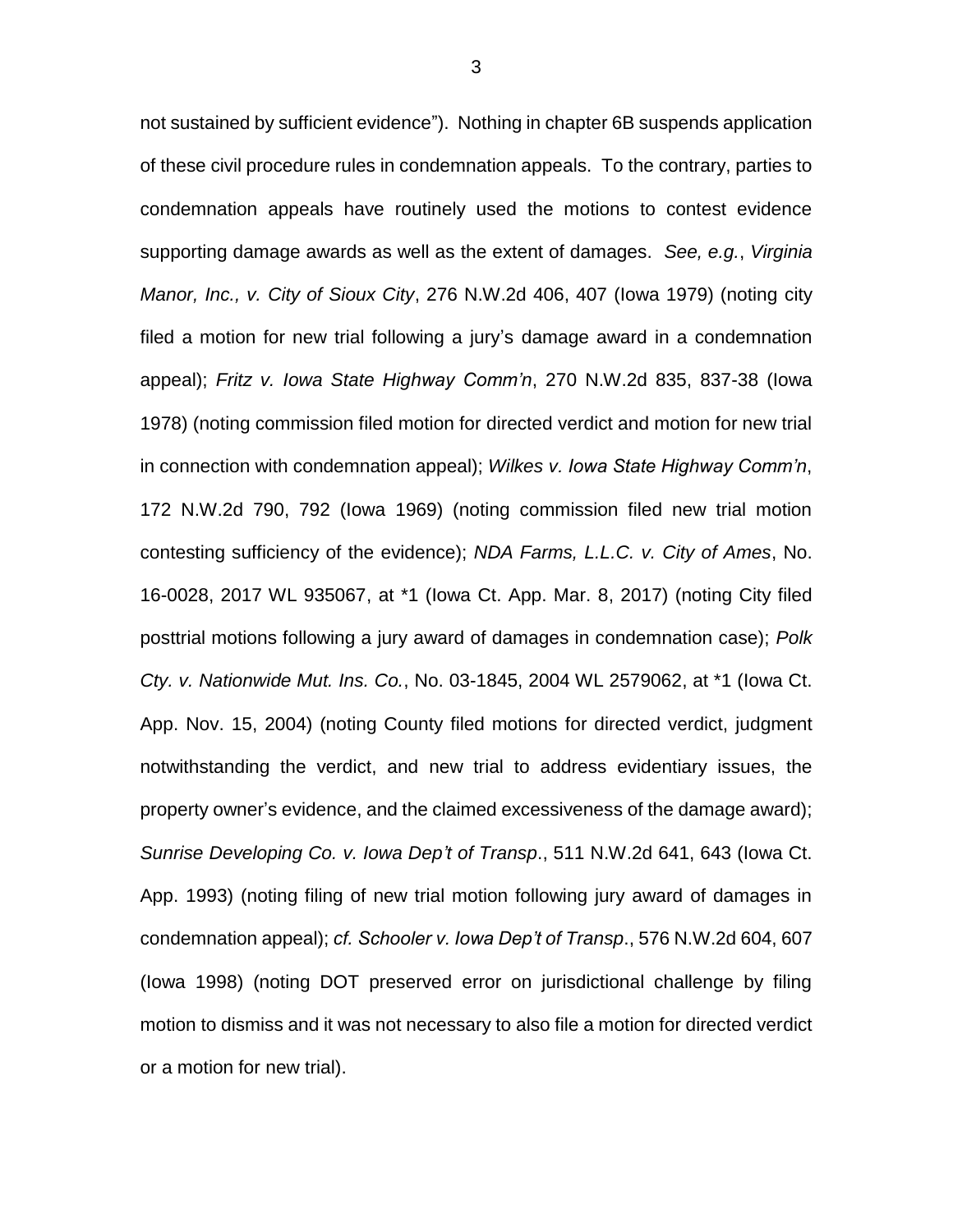not sustained by sufficient evidence"). Nothing in chapter 6B suspends application of these civil procedure rules in condemnation appeals. To the contrary, parties to condemnation appeals have routinely used the motions to contest evidence supporting damage awards as well as the extent of damages. *See, e.g.*, *Virginia Manor, Inc., v. City of Sioux City*, 276 N.W.2d 406, 407 (Iowa 1979) (noting city filed a motion for new trial following a jury's damage award in a condemnation appeal); *Fritz v. Iowa State Highway Comm'n*, 270 N.W.2d 835, 837-38 (Iowa 1978) (noting commission filed motion for directed verdict and motion for new trial in connection with condemnation appeal); *Wilkes v. Iowa State Highway Comm'n*, 172 N.W.2d 790, 792 (Iowa 1969) (noting commission filed new trial motion contesting sufficiency of the evidence); *NDA Farms, L.L.C. v. City of Ames*, No. 16-0028, 2017 WL 935067, at *1 (Iowa Ct. App. Mar. 8, 2017) (noting City filed posttrial motions following a jury award of damages in condemnation case); *Polk Cty. v. Nationwide Mut. Ins. Co.*, No. 03-1845, 2004 WL 2579062, at *1 (Iowa Ct. App. Nov. 15, 2004) (noting County filed motions for directed verdict, judgment notwithstanding the verdict, and new trial to address evidentiary issues, the property owner's evidence, and the claimed excessiveness of the damage award); *Sunrise Developing Co. v. Iowa Dep't of Transp*., 511 N.W.2d 641, 643 (Iowa Ct. App. 1993) (noting filing of new trial motion following jury award of damages in condemnation appeal); *cf. Schooler v. Iowa Dep't of Transp*., 576 N.W.2d 604, 607 (Iowa 1998) (noting DOT preserved error on jurisdictional challenge by filing motion to dismiss and it was not necessary to also file a motion for directed verdict or a motion for new trial).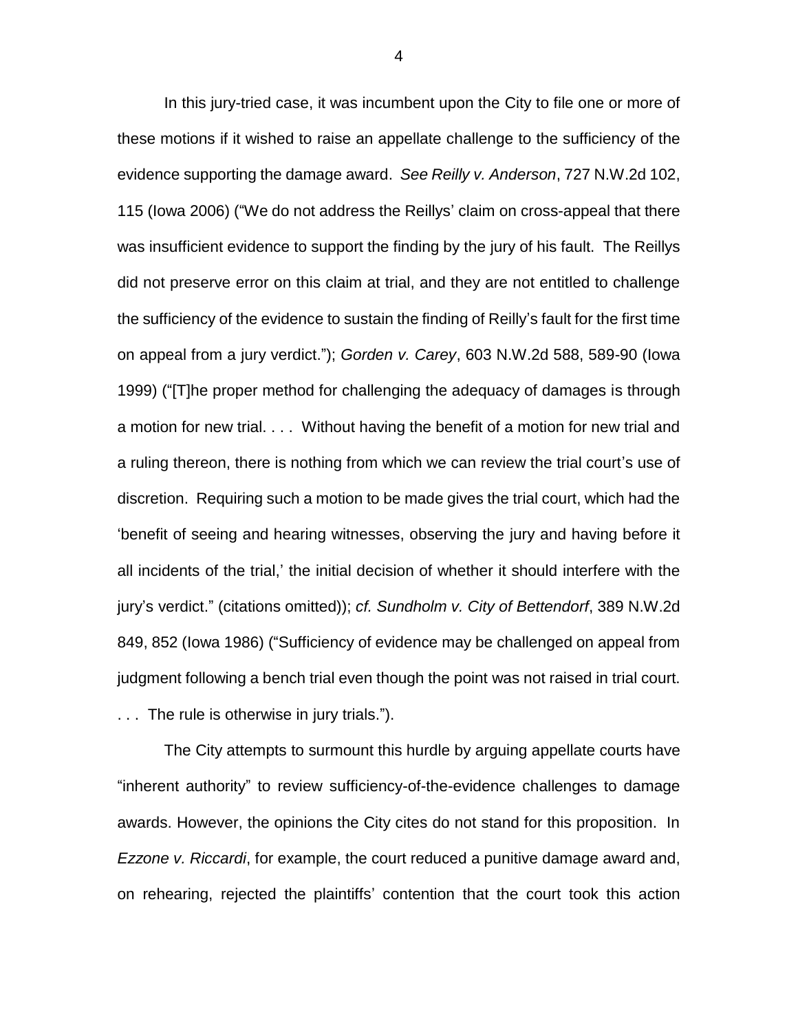In this jury-tried case, it was incumbent upon the City to file one or more of these motions if it wished to raise an appellate challenge to the sufficiency of the evidence supporting the damage award. *See Reilly v. Anderson*, 727 N.W.2d 102, 115 (Iowa 2006) ("We do not address the Reillys' claim on cross-appeal that there was insufficient evidence to support the finding by the jury of his fault. The Reillys did not preserve error on this claim at trial, and they are not entitled to challenge the sufficiency of the evidence to sustain the finding of Reilly's fault for the first time on appeal from a jury verdict."); *Gorden v. Carey*, 603 N.W.2d 588, 589-90 (Iowa 1999) ("[T]he proper method for challenging the adequacy of damages is through a motion for new trial. . . . Without having the benefit of a motion for new trial and a ruling thereon, there is nothing from which we can review the trial court's use of discretion. Requiring such a motion to be made gives the trial court, which had the 'benefit of seeing and hearing witnesses, observing the jury and having before it all incidents of the trial,' the initial decision of whether it should interfere with the jury's verdict." (citations omitted)); *cf. Sundholm v. City of Bettendorf*, 389 N.W.2d 849, 852 (Iowa 1986) ("Sufficiency of evidence may be challenged on appeal from judgment following a bench trial even though the point was not raised in trial court. . . . The rule is otherwise in jury trials.").

The City attempts to surmount this hurdle by arguing appellate courts have "inherent authority" to review sufficiency-of-the-evidence challenges to damage awards. However, the opinions the City cites do not stand for this proposition. In *Ezzone v. Riccardi*, for example, the court reduced a punitive damage award and, on rehearing, rejected the plaintiffs' contention that the court took this action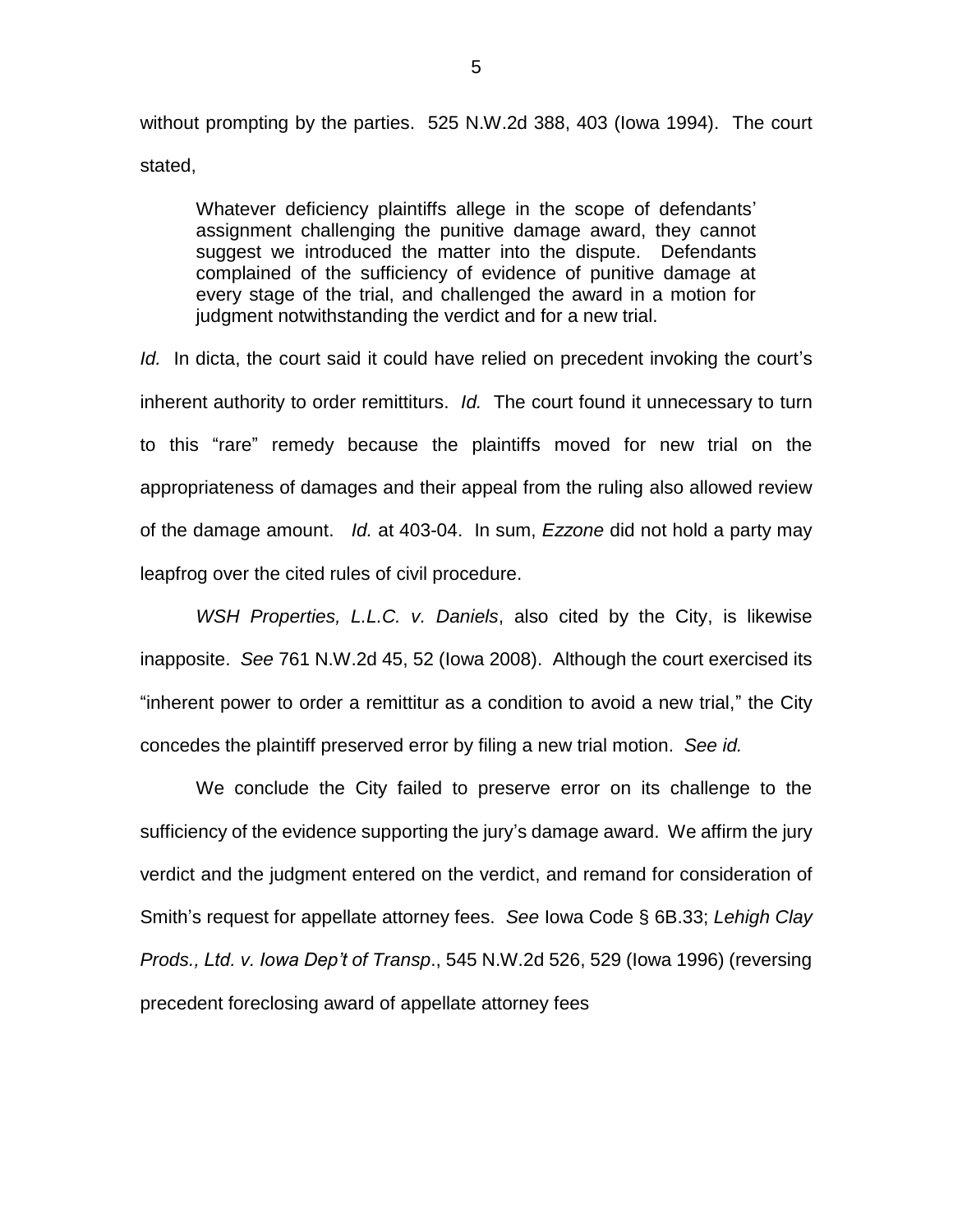without prompting by the parties. 525 N.W.2d 388, 403 (Iowa 1994). The court stated,

> Whatever deficiency plaintiffs allege in the scope of defendants' assignment challenging the punitive damage award, they cannot suggest we introduced the matter into the dispute. Defendants complained of the sufficiency of evidence of punitive damage at every stage of the trial, and challenged the award in a motion for judgment notwithstanding the verdict and for a new trial.

*Id.* In dicta, the court said it could have relied on precedent invoking the court's inherent authority to order remittiturs. *Id.* The court found it unnecessary to turn to this "rare" remedy because the plaintiffs moved for new trial on the appropriateness of damages and their appeal from the ruling also allowed review of the damage amount. *Id.* at 403-04. In sum, *Ezzone* did not hold a party may leapfrog over the cited rules of civil procedure.

*WSH Properties, L.L.C. v. Daniels*, also cited by the City, is likewise inapposite. *See* 761 N.W.2d 45, 52 (Iowa 2008). Although the court exercised its "inherent power to order a remittitur as a condition to avoid a new trial," the City concedes the plaintiff preserved error by filing a new trial motion. *See id.*

We conclude the City failed to preserve error on its challenge to the sufficiency of the evidence supporting the jury's damage award. We affirm the jury verdict and the judgment entered on the verdict, and remand for consideration of Smith's request for appellate attorney fees. *See* Iowa Code § 6B.33; *Lehigh Clay Prods., Ltd. v. Iowa Dep't of Transp*., 545 N.W.2d 526, 529 (Iowa 1996) (reversing precedent foreclosing award of appellate attorney fees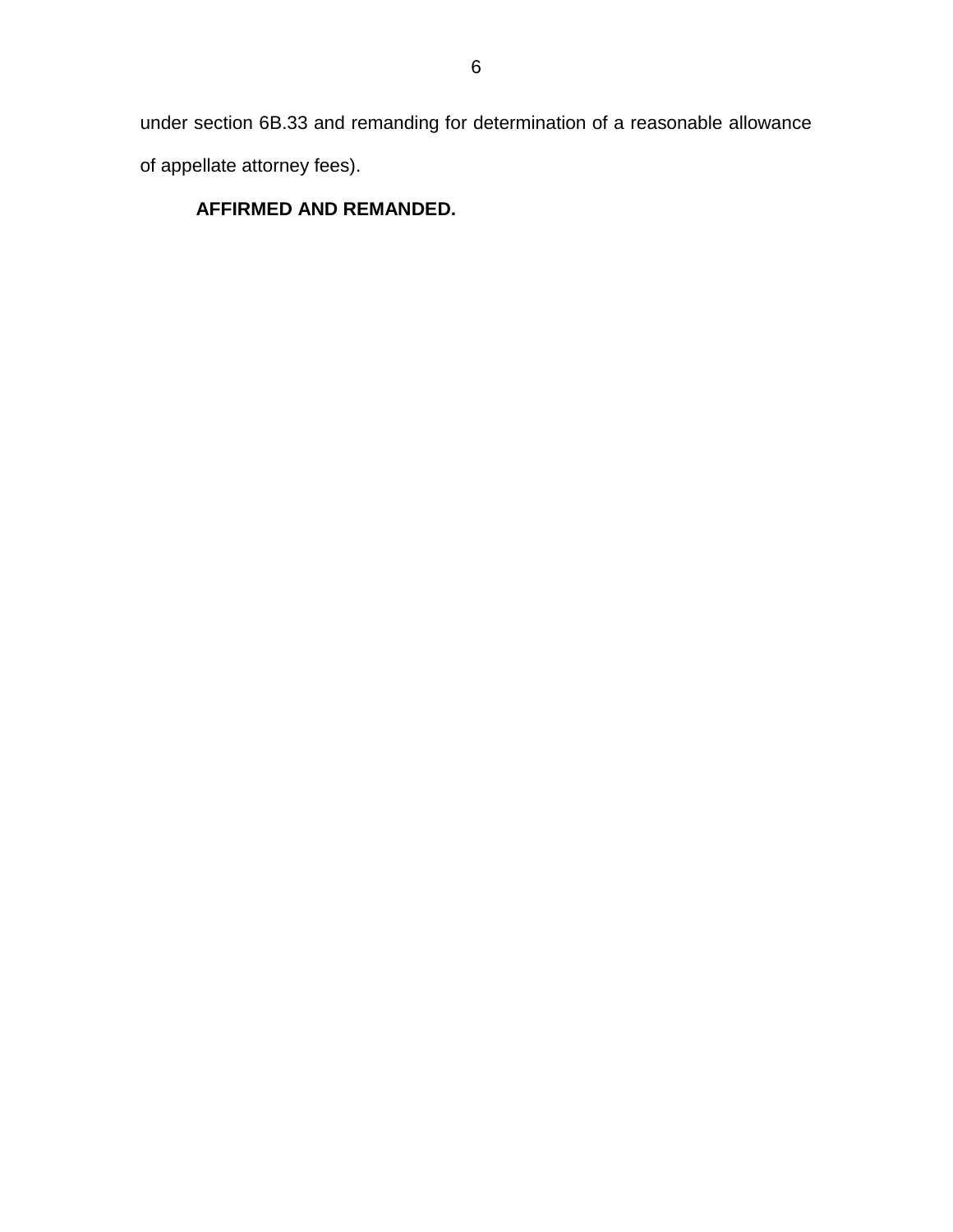under section 6B.33 and remanding for determination of a reasonable allowance of appellate attorney fees).

**AFFIRMED AND REMANDED.**